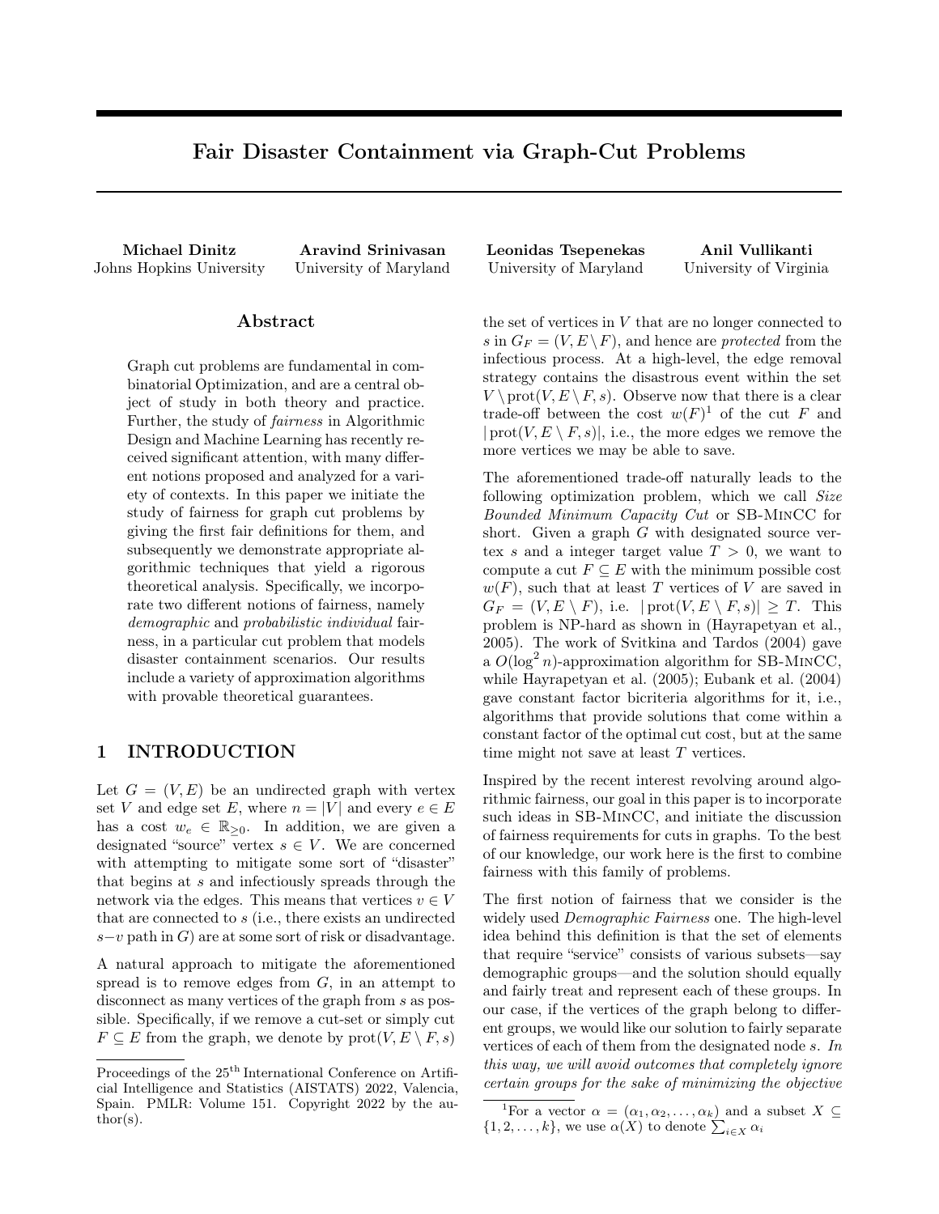# Fair Disaster Containment via Graph-Cut Problems

**Michael Dinitz**
Johns Hopkins University

**Aravind Srinivasan**
University of Maryland

**Leonidas Tsepenekas**
University of Maryland

**Anil Vullikanti**
University of Virginia

## Abstract

Graph cut problems are fundamental in combinatorial Optimization, and are a central object of study in both theory and practice. Further, the study of *fairness* in Algorithmic Design and Machine Learning has recently received significant attention, with many different notions proposed and analyzed for a variety of contexts. In this paper we initiate the study of fairness for graph cut problems by giving the first fair definitions for them, and subsequently we demonstrate appropriate algorithmic techniques that yield a rigorous theoretical analysis. Specifically, we incorporate two different notions of fairness, namely *demographic* and *probabilistic individual* fairness, in a particular cut problem that models disaster containment scenarios. Our results include a variety of approximation algorithms with provable theoretical guarantees.

## 1 INTRODUCTION

Let $G = (V, E)$ be an undirected graph with vertex set $V$ and edge set $E$, where $n = |V|$ and every $e \in E$ has a cost $w_e \in \mathbb{R}_{\geq 0}$. In addition, we are given a designated "source" vertex $s \in V$. We are concerned with attempting to mitigate some sort of "disaster" that begins at $s$ and infectiously spreads through the network via the edges. This means that vertices $v \in V$ that are connected to $s$ (i.e., there exists an undirected $s$−$v$ path in $G$) are at some sort of risk or disadvantage.

A natural approach to mitigate the aforementioned spread is to remove edges from $G$, in an attempt to disconnect as many vertices of the graph from $s$ as possible. Specifically, if we remove a cut-set or simply cut $F \subseteq E$ from the graph, we denote by $\text{prot}(V, E \setminus F, s)$ the set of vertices in $V$ that are no longer connected to $s$ in $G_F = (V, E \setminus F)$, and hence are *protected* from the infectious process. At a high-level, the edge removal strategy contains the disastrous event within the set $V \setminus \text{prot}(V, E \setminus F, s)$. Observe now that there is a clear trade-off between the cost $w(F)$[1] of the cut $F$ and $|\text{prot}(V, E \setminus F, s)|$, i.e., the more edges we remove the more vertices we may be able to save.

The aforementioned trade-off naturally leads to the following optimization problem, which we call *Size Bounded Minimum Capacity Cut* or SB-MinCC for short. Given a graph $G$ with designated source vertex $s$ and a integer target value $T > 0$, we want to compute a cut $F \subseteq E$ with the minimum possible cost $w(F)$, such that at least $T$ vertices of $V$ are saved in $G_F = (V, E \setminus F)$, i.e. $|\text{prot}(V, E \setminus F, s)| \geq T$. This problem is NP-hard as shown in (Hayrapetyan et al., 2005). The work of Svitkina and Tardos (2004) gave a $O(\log^2 n)$-approximation algorithm for SB-MinCC, while Hayrapetyan et al. (2005); Eubank et al. (2004) gave constant factor bicriteria algorithms for it, i.e., algorithms that provide solutions that come within a constant factor of the optimal cut cost, but at the same time might not save at least $T$ vertices.

Inspired by the recent interest revolving around algorithmic fairness, our goal in this paper is to incorporate such ideas in SB-MinCC, and initiate the discussion of fairness requirements for cuts in graphs. To the best of our knowledge, our work here is the first to combine fairness with this family of problems.

The first notion of fairness that we consider is the widely used *Demographic Fairness* one. The high-level idea behind this definition is that the set of elements that require "service" consists of various subsets—say demographic groups—and the solution should equally and fairly treat and represent each of these groups. In our case, if the vertices of the graph belong to different groups, we would like our solution to fairly separate vertices of each of them from the designated node $s$. *In this way, we will avoid outcomes that completely ignore certain groups for the sake of minimizing the objective*

[1] For a vector $\alpha = (\alpha_1, \alpha_2, \ldots, \alpha_k)$ and a subset $X \subseteq \{1, 2, \ldots, k\}$, we use $\alpha(X)$ to denote $\sum_{i \in X} \alpha_i$

Proceedings of the 25th International Conference on Artificial Intelligence and Statistics (AISTATS) 2022, Valencia, Spain. PMLR: Volume 151. Copyright 2022 by the author(s).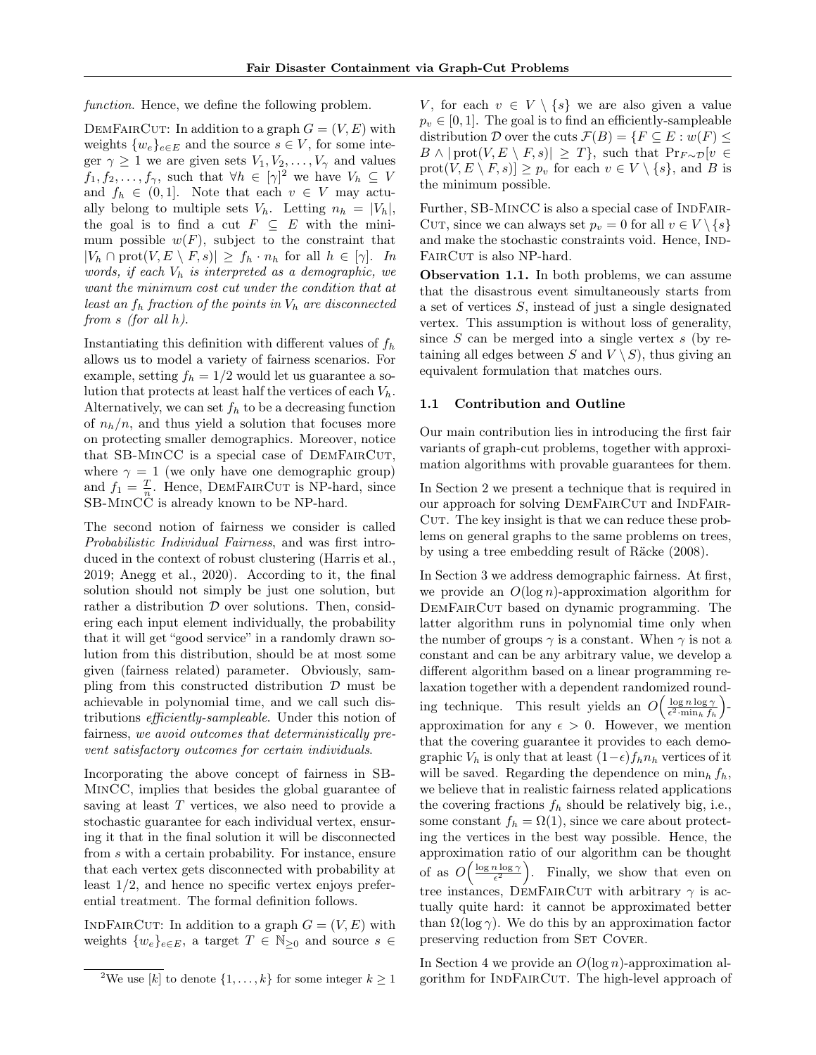*function*. Hence, we define the following problem.

DemFairCut: In addition to a graph $G = (V, E)$ with weights $\{w_e\}_{e \in E}$ and the source $s \in V$, for some integer $\gamma \geq 1$ we are given sets $V_1, V_2, \dots, V_\gamma$ and values $f_1, f_2, \dots, f_\gamma$, such that $\forall h \in [\gamma]^2$ we have $V_h \subseteq V$ and $f_h \in (0, 1]$. Note that each $v \in V$ may actually belong to multiple sets $V_h$. Letting $n_h = |V_h|$, the goal is to find a cut $F \subseteq E$ with the minimum possible $w(F)$, subject to the constraint that $|V_h \cap \text{prot}(V, E \setminus F, s)| \geq f_h \cdot n_h$ for all $h \in [\gamma]$. *In words, if each $V_h$ is interpreted as a demographic, we want the minimum cost cut under the condition that at least an $f_h$ fraction of the points in $V_h$ are disconnected from $s$ (for all $h$).*

Instantiating this definition with different values of $f_h$ allows us to model a variety of fairness scenarios. For example, setting $f_h = 1/2$ would let us guarantee a solution that protects at least half the vertices of each $V_h$. Alternatively, we can set $f_h$ to be a decreasing function of $n_h/n$, and thus yield a solution that focuses more on protecting smaller demographics. Moreover, notice that SB-MinCC is a special case of DemFairCut, where $\gamma = 1$ (we only have one demographic group) and $f_1 = \frac{T}{n}$. Hence, DemFairCut is NP-hard, since SB-MinCC is already known to be NP-hard.

The second notion of fairness we consider is called *Probabilistic Individual Fairness*, and was first introduced in the context of robust clustering (Harris et al., 2019; Anegg et al., 2020). According to it, the final solution should not simply be just one solution, but rather a distribution $\mathcal{D}$ over solutions. Then, considering each input element individually, the probability that it will get "good service" in a randomly drawn solution from this distribution, should be at most some given (fairness related) parameter. Obviously, sampling from this constructed distribution $\mathcal{D}$ must be achievable in polynomial time, and we call such distributions *efficiently-sampleable*. Under this notion of fairness, *we avoid outcomes that deterministically prevent satisfactory outcomes for certain individuals*.

Incorporating the above concept of fairness in SB-MinCC, implies that besides the global guarantee of saving at least $T$ vertices, we also need to provide a stochastic guarantee for each individual vertex, ensuring it that in the final solution it will be disconnected from $s$ with a certain probability. For instance, ensure that each vertex gets disconnected with probability at least 1/2, and hence no specific vertex enjoys preferential treatment. The formal definition follows.

IndFairCut: In addition to a graph $G = (V, E)$ with weights $\{w_e\}_{e \in E}$, a target $T \in \mathbb{N}_{\geq 0}$ and source $s \in V$, for each $v \in V \setminus \{s\}$ we are also given a value $p_v \in [0, 1]$. The goal is to find an efficiently-sampleable distribution $\mathcal{D}$ over the cuts $\mathcal{F}(B) = \{F \subseteq E : w(F) \leq B \wedge |\text{prot}(V, E \setminus F, s)| \geq T\}$, such that $\Pr_{F \sim \mathcal{D}}[v \in \text{prot}(V, E \setminus F, s)] \geq p_v$ for each $v \in V \setminus \{s\}$, and $B$ is the minimum possible.

Further, SB-MinCC is also a special case of IndFairCut, since we can always set $p_v = 0$ for all $v \in V \setminus \{s\}$ and make the stochastic constraints void. Hence, IndFairCut is also NP-hard.

**Observation 1.1.** In both problems, we can assume that the disastrous event simultaneously starts from a set of vertices $S$, instead of just a single designated vertex. This assumption is without loss of generality, since $S$ can be merged into a single vertex $s$ (by retaining all edges between $S$ and $V \setminus S$), thus giving an equivalent formulation that matches ours.

### 1.1 Contribution and Outline

Our main contribution lies in introducing the first fair variants of graph-cut problems, together with approximation algorithms with provable guarantees for them.

In Section 2 we present a technique that is required in our approach for solving DemFairCut and IndFairCut. The key insight is that we can reduce these problems on general graphs to the same problems on trees, by using a tree embedding result of Räcke (2008).

In Section 3 we address demographic fairness. At first, we provide an $O(\log n)$-approximation algorithm for DemFairCut based on dynamic programming. The latter algorithm runs in polynomial time only when the number of groups $\gamma$ is a constant. When $\gamma$ is not a constant and can be any arbitrary value, we develop a different algorithm based on a linear programming relaxation together with a dependent randomized rounding technique. This result yields an $O\Big(\frac{\log n \log \gamma}{\epsilon^2 \cdot \min_h f_h}\Big)$-approximation for any $\epsilon > 0$. However, we mention that the covering guarantee it provides to each demographic $V_h$ is only that at least $(1-\epsilon) f_h n_h$ vertices of it will be saved. Regarding the dependence on $\min_h f_h$, we believe that in realistic fairness related applications the covering fractions $f_h$ should be relatively big, i.e., some constant $f_h = \Omega(1)$, since we care about protecting the vertices in the best way possible. Hence, the approximation ratio of our algorithm can be thought of as $O\Big(\frac{\log n \log \gamma}{\epsilon^2}\Big)$. Finally, we show that even on tree instances, DemFairCut with arbitrary $\gamma$ is actually quite hard: it cannot be approximated better than $\Omega(\log \gamma)$. We do this by an approximation factor preserving reduction from Set Cover.

In Section 4 we provide an $O(\log n)$-approximation algorithm for IndFairCut. The high-level approach of

---

[2] We use $[k]$ to denote $\{1, \dots, k\}$ for some integer $k \geq 1$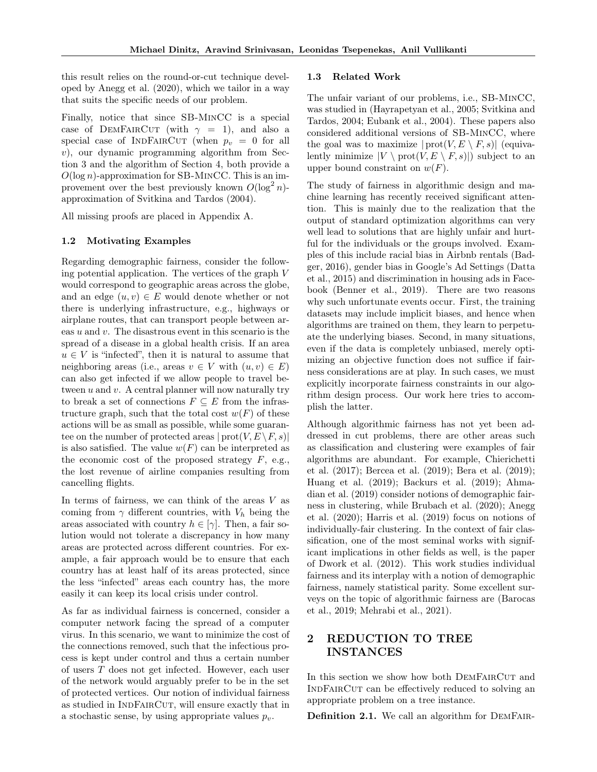this result relies on the round-or-cut technique developed by Anegg et al. (2020), which we tailor in a way that suits the specific needs of our problem.

Finally, notice that since SB-MinCC is a special case of DemFairCut (with $\gamma = 1$), and also a special case of IndFairCut (when $p_v = 0$ for all $v$), our dynamic programming algorithm from Section 3 and the algorithm of Section 4, both provide a $O(\log n)$-approximation for SB-MinCC. This is an improvement over the best previously known $O(\log^2 n)$-approximation of Svitkina and Tardos (2004).

All missing proofs are placed in Appendix A.

### 1.2 Motivating Examples

Regarding demographic fairness, consider the following potential application. The vertices of the graph $V$ would correspond to geographic areas across the globe, and an edge $(u, v) \in E$ would denote whether or not there is underlying infrastructure, e.g., highways or airplane routes, that can transport people between areas $u$ and $v$. The disastrous event in this scenario is the spread of a disease in a global health crisis. If an area $u \in V$ is "infected", then it is natural to assume that neighboring areas (i.e., areas $v \in V$ with $(u, v) \in E$) can also get infected if we allow people to travel between $u$ and $v$. A central planner will now naturally try to break a set of connections $F \subseteq E$ from the infrastructure graph, such that the total cost $w(F)$ of these actions will be as small as possible, while some guarantee on the number of protected areas $|\operatorname{prot}(V, E \setminus F, s)|$ is also satisfied. The value $w(F)$ can be interpreted as the economic cost of the proposed strategy $F$, e.g., the lost revenue of airline companies resulting from cancelling flights.

In terms of fairness, we can think of the areas $V$ as coming from $\gamma$ different countries, with $V_h$ being the areas associated with country $h \in [\gamma]$. Then, a fair solution would not tolerate a discrepancy in how many areas are protected across different countries. For example, a fair approach would be to ensure that each country has at least half of its areas protected, since the less "infected" areas each country has, the more easily it can keep its local crisis under control.

As far as individual fairness is concerned, consider a computer network facing the spread of a computer virus. In this scenario, we want to minimize the cost of the connections removed, such that the infectious process is kept under control and thus a certain number of users $T$ does not get infected. However, each user of the network would arguably prefer to be in the set of protected vertices. Our notion of individual fairness as studied in IndFairCut, will ensure exactly that in a stochastic sense, by using appropriate values $p_v$.

### 1.3 Related Work

The unfair variant of our problems, i.e., SB-MinCC, was studied in (Hayrapetyan et al., 2005; Svitkina and Tardos, 2004; Eubank et al., 2004). These papers also considered additional versions of SB-MinCC, where the goal was to maximize $|\operatorname{prot}(V, E \setminus F, s)|$ (equivalently minimize $|V \setminus \operatorname{prot}(V, E \setminus F, s)|$) subject to an upper bound constraint on $w(F)$.

The study of fairness in algorithmic design and machine learning has recently received significant attention. This is mainly due to the realization that the output of standard optimization algorithms can very well lead to solutions that are highly unfair and hurtful for the individuals or the groups involved. Examples of this include racial bias in Airbnb rentals (Badger, 2016), gender bias in Google's Ad Settings (Datta et al., 2015) and discrimination in housing ads in Facebook (Benner et al., 2019). There are two reasons why such unfortunate events occur. First, the training datasets may include implicit biases, and hence when algorithms are trained on them, they learn to perpetuate the underlying biases. Second, in many situations, even if the data is completely unbiased, merely optimizing an objective function does not suffice if fairness considerations are at play. In such cases, we must explicitly incorporate fairness constraints in our algorithm design process. Our work here tries to accomplish the latter.

Although algorithmic fairness has not yet been addressed in cut problems, there are other areas such as classification and clustering were examples of fair algorithms are abundant. For example, Chierichetti et al. (2017); Bercea et al. (2019); Bera et al. (2019); Huang et al. (2019); Backurs et al. (2019); Ahmadian et al. (2019) consider notions of demographic fairness in clustering, while Brubach et al. (2020); Anegg et al. (2020); Harris et al. (2019) focus on notions of individually-fair clustering. In the context of fair classification, one of the most seminal works with significant implications in other fields as well, is the paper of Dwork et al. (2012). This work studies individual fairness and its interplay with a notion of demographic fairness, namely statistical parity. Some excellent surveys on the topic of algorithmic fairness are (Barocas et al., 2019; Mehrabi et al., 2021).

## 2 REDUCTION TO TREE INSTANCES

In this section we show how both DemFairCut and IndFairCut can be effectively reduced to solving an appropriate problem on a tree instance.

**Definition 2.1.** We call an algorithm for DemFair-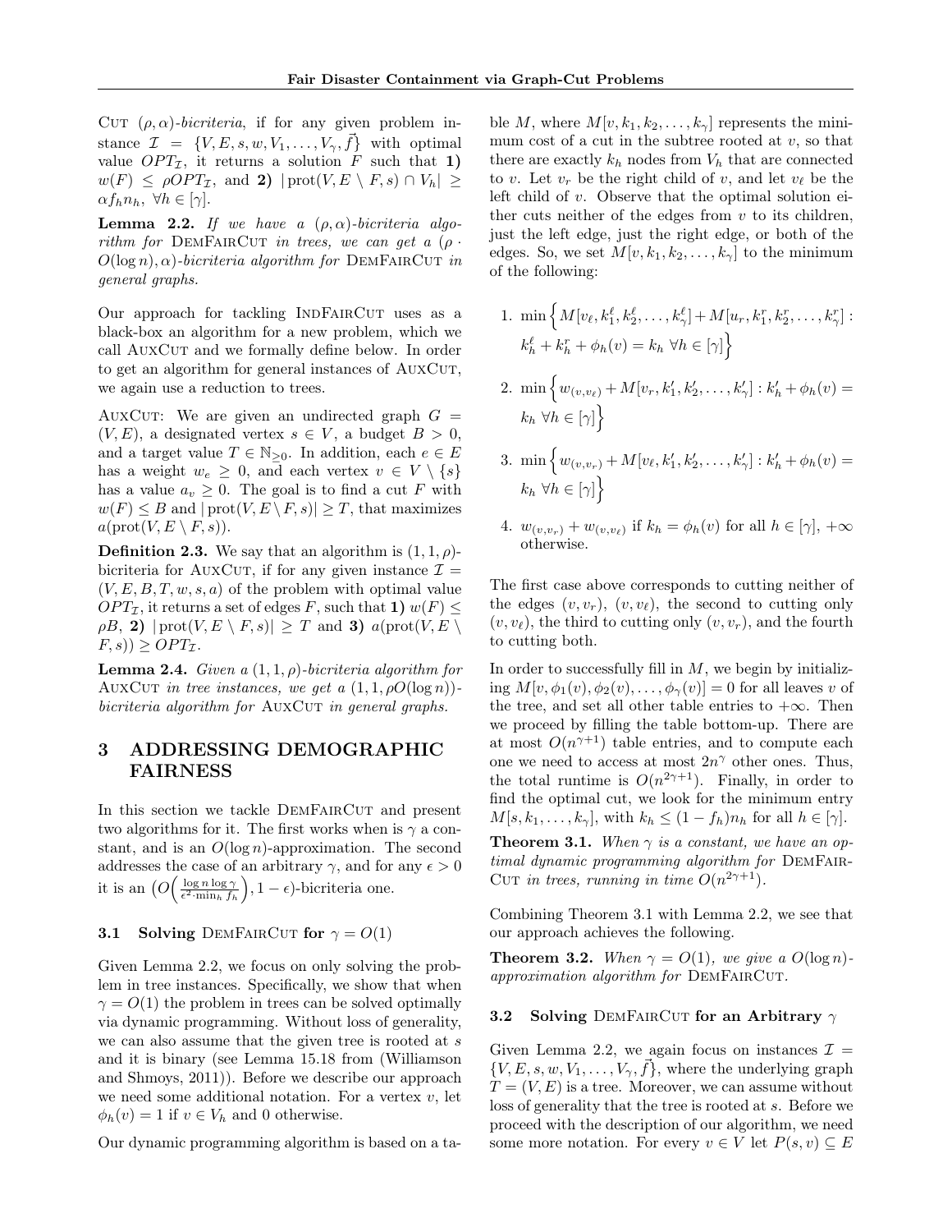Cut $(\rho, \alpha)$-*bicriteria*, if for any given problem instance $\mathcal{I} = \{V, E, s, w, V_1, \ldots, V_\gamma, \vec{f}\}$ with optimal value $OPT_{\mathcal{I}}$, it returns a solution $F$ such that **1)** $w(F) \leq \rho OPT_{\mathcal{I}}$, and **2)** $|\operatorname{prot}(V, E \setminus F, s) \cap V_h| \geq \alpha f_h n_h$, $\forall h \in [\gamma]$.

**Lemma 2.2.** *If we have a $(\rho, \alpha)$-bicriteria algorithm for* DemFairCut *in trees, we can get a $(\rho \cdot O(\log n), \alpha)$-bicriteria algorithm for* DemFairCut *in general graphs.*

Our approach for tackling IndFairCut uses as a black-box an algorithm for a new problem, which we call AuxCut and we formally define below. In order to get an algorithm for general instances of AuxCut, we again use a reduction to trees.

AuxCut: We are given an undirected graph $G = (V, E)$, a designated vertex $s \in V$, a budget $B > 0$, and a target value $T \in \mathbb{N}_{\geq 0}$. In addition, each $e \in E$ has a weight $w_e \geq 0$, and each vertex $v \in V \setminus \{s\}$ has a value $a_v \geq 0$. The goal is to find a cut $F$ with $w(F) \leq B$ and $|\operatorname{prot}(V, E \setminus F, s)| \geq T$, that maximizes $a(\operatorname{prot}(V, E \setminus F, s))$.

**Definition 2.3.** We say that an algorithm is $(1, 1, \rho)$-bicriteria for AuxCut, if for any given instance $\mathcal{I} = (V, E, B, T, w, s, a)$ of the problem with optimal value $OPT_{\mathcal{I}}$, it returns a set of edges $F$, such that **1)** $w(F) \leq \rho B$, **2)** $|\operatorname{prot}(V, E \setminus F, s)| \geq T$ and **3)** $a(\operatorname{prot}(V, E \setminus F, s)) \geq OPT_{\mathcal{I}}$.

**Lemma 2.4.** *Given a $(1, 1, \rho)$-bicriteria algorithm for* AuxCut *in tree instances, we get a $(1, 1, \rho O(\log n))$-bicriteria algorithm for* AuxCut *in general graphs.*

# 3 ADDRESSING DEMOGRAPHIC FAIRNESS

In this section we tackle DemFairCut and present two algorithms for it. The first works when is $\gamma$ a constant, and is an $O(\log n)$-approximation. The second addresses the case of an arbitrary $\gamma$, and for any $\epsilon > 0$ it is an $\left(O\left(\frac{\log n \log \gamma}{\epsilon^2 \cdot \min_h f_h}\right), 1 - \epsilon\right)$-bicriteria one.

## 3.1 Solving DemFairCut for $\gamma = O(1)$

Given Lemma 2.2, we focus on only solving the problem in tree instances. Specifically, we show that when $\gamma = O(1)$ the problem in trees can be solved optimally via dynamic programming. Without loss of generality, we can also assume that the given tree is rooted at $s$ and it is binary (see Lemma 15.18 from (Williamson and Shmoys, 2011)). Before we describe our approach we need some additional notation. For a vertex $v$, let $\phi_h(v) = 1$ if $v \in V_h$ and 0 otherwise.

Our dynamic programming algorithm is based on a table $M$, where $M[v, k_1, k_2, \ldots, k_\gamma]$ represents the minimum cost of a cut in the subtree rooted at $v$, so that there are exactly $k_h$ nodes from $V_h$ that are connected to $v$. Let $v_r$ be the right child of $v$, and let $v_\ell$ be the left child of $v$. Observe that the optimal solution either cuts neither of the edges from $v$ to its children, just the left edge, just the right edge, or both of the edges. So, we set $M[v, k_1, k_2, \ldots, k_\gamma]$ to the minimum of the following:

1. $\min\Big\{ M[v_\ell, k^\ell_1, k^\ell_2, \ldots, k^\ell_\gamma] + M[u_r, k^r_1, k^r_2, \ldots, k^r_\gamma] : k^\ell_h + k^r_h + \phi_h(v) = k_h \ \forall h \in [\gamma] \Big\}$
2. $\min\Big\{ w_{(v,v_\ell)} + M[v_r, k'_1, k'_2, \ldots, k'_\gamma] : k'_h + \phi_h(v) = k_h \ \forall h \in [\gamma] \Big\}$
3. $\min\Big\{ w_{(v,v_r)} + M[v_\ell, k'_1, k'_2, \ldots, k'_\gamma] : k'_h + \phi_h(v) = k_h \ \forall h \in [\gamma] \Big\}$
4. $w_{(v,v_r)} + w_{(v,v_\ell)}$ if $k_h = \phi_h(v)$ for all $h \in [\gamma]$, $+\infty$ otherwise.

The first case above corresponds to cutting neither of the edges $(v, v_r)$, $(v, v_\ell)$, the second to cutting only $(v, v_\ell)$, the third to cutting only $(v, v_r)$, and the fourth to cutting both.

In order to successfully fill in $M$, we begin by initializing $M[v, \phi_1(v), \phi_2(v), \ldots, \phi_\gamma(v)] = 0$ for all leaves $v$ of the tree, and set all other table entries to $+\infty$. Then we proceed by filling the table bottom-up. There are at most $O(n^{\gamma+1})$ table entries, and to compute each one we need to access at most $2n^\gamma$ other ones. Thus, the total runtime is $O(n^{2\gamma+1})$. Finally, in order to find the optimal cut, we look for the minimum entry $M[s, k_1, \ldots, k_\gamma]$, with $k_h \leq (1 - f_h)n_h$ for all $h \in [\gamma]$.

**Theorem 3.1.** *When $\gamma$ is a constant, we have an optimal dynamic programming algorithm for* DemFairCut *in trees, running in time $O(n^{2\gamma+1})$.*

Combining Theorem 3.1 with Lemma 2.2, we see that our approach achieves the following.

**Theorem 3.2.** *When $\gamma = O(1)$, we give a $O(\log n)$-approximation algorithm for* DemFairCut.

## 3.2 Solving DemFairCut for an Arbitrary $\gamma$

Given Lemma 2.2, we again focus on instances $\mathcal{I} = \{V, E, s, w, V_1, \ldots, V_\gamma, \vec{f}\}$, where the underlying graph $T = (V, E)$ is a tree. Moreover, we can assume without loss of generality that the tree is rooted at $s$. Before we proceed with the description of our algorithm, we need some more notation. For every $v \in V$ let $P(s, v) \subseteq E$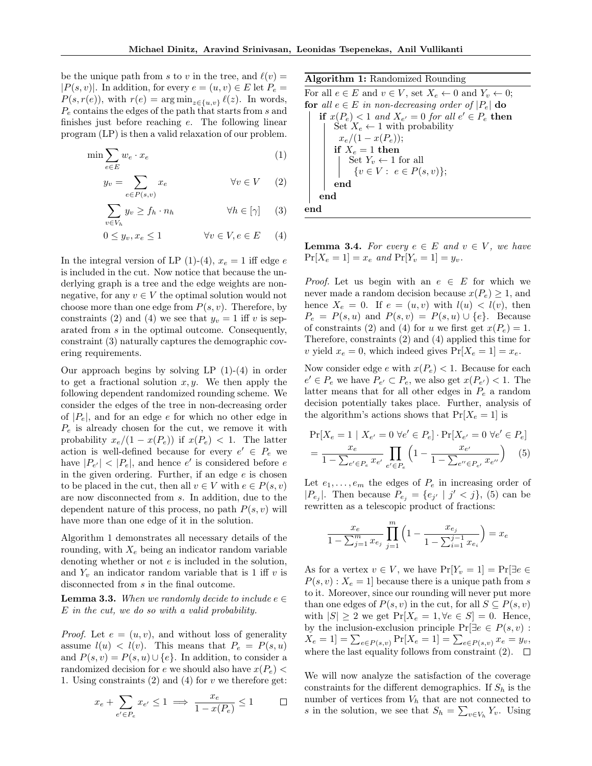be the unique path from $s$ to $v$ in the tree, and $\ell(v) = |P(s,v)|$. In addition, for every $e = (u,v) \in E$ let $P_e = P(s, r(e))$, with $r(e) = \arg\min_{z \in \{u,v\}} \ell(z)$. In words, $P_e$ contains the edges of the path that starts from $s$ and finishes just before reaching $e$. The following linear program (LP) is then a valid relaxation of our problem.

$$\min \sum_{e \in E} w_e \cdot x_e \tag{1}$$

$$y_v = \sum_{e \in P(s,v)} x_e \qquad \forall v \in V \tag{2}$$

$$\sum_{v \in V_h} y_v \geq f_h \cdot n_h \qquad \forall h \in [\gamma] \tag{3}$$

$$0 \leq y_v, x_e \leq 1 \qquad \forall v \in V, e \in E \tag{4}$$

In the integral version of LP (1)-(4), $x_e = 1$ iff edge $e$ is included in the cut. Now notice that because the underlying graph is a tree and the edge weights are non-negative, for any $v \in V$ the optimal solution would not choose more than one edge from $P(s,v)$. Therefore, by constraints (2) and (4) we see that $y_v = 1$ iff $v$ is separated from $s$ in the optimal outcome. Consequently, constraint (3) naturally captures the demographic covering requirements.

Our approach begins by solving LP (1)-(4) in order to get a fractional solution $x, y$. We then apply the following dependent randomized rounding scheme. We consider the edges of the tree in non-decreasing order of $|P_e|$, and for an edge $e$ for which no other edge in $P_e$ is already chosen for the cut, we remove it with probability $x_e/(1 - x(P_e))$ if $x(P_e) < 1$. The latter action is well-defined because for every $e' \in P_e$ we have $|P_{e'}| < |P_e|$, and hence $e'$ is considered before $e$ in the given ordering. Further, if an edge $e$ is chosen to be placed in the cut, then all $v \in V$ with $e \in P(s,v)$ are now disconnected from $s$. In addition, due to the dependent nature of this process, no path $P(s,v)$ will have more than one edge of it in the solution.

Algorithm 1 demonstrates all necessary details of the rounding, with $X_e$ being an indicator random variable denoting whether or not $e$ is included in the solution, and $Y_v$ an indicator random variable that is 1 iff $v$ is disconnected from $s$ in the final outcome.

**Lemma 3.3.** *When we randomly decide to include $e \in E$ in the cut, we do so with a valid probability.*

*Proof.* Let $e = (u,v)$, and without loss of generality assume $l(u) < l(v)$. This means that $P_e = P(s,u)$ and $P(s,v) = P(s,u) \cup \{e\}$. In addition, to consider a randomized decision for $e$ we should also have $x(P_e) < 1$. Using constraints (2) and (4) for $v$ we therefore get:

$$x_e + \sum_{e' \in P_e} x_{e'} \leq 1 \implies \frac{x_e}{1 - x(P_e)} \leq 1 \qquad \square$$

**Algorithm 1:** Randomized Rounding

```
For all e ∈ E and v ∈ V, set X_e ← 0 and Y_v ← 0;
for all e ∈ E in non-decreasing order of |P_e| do
    if x(P_e) < 1 and X_e' = 0 for all e' ∈ P_e then
        Set X_e ← 1 with probability
          x_e/(1 − x(P_e));
        if X_e = 1 then
            Set Y_v ← 1 for all
              {v ∈ V : e ∈ P(s,v)};
        end
    end
end
```

**Lemma 3.4.** *For every $e \in E$ and $v \in V$, we have $\Pr[X_e = 1] = x_e$ and $\Pr[Y_v = 1] = y_v$.*

*Proof.* Let us begin with an $e \in E$ for which we never made a random decision because $x(P_e) \geq 1$, and hence $X_e = 0$. If $e = (u,v)$ with $l(u) < l(v)$, then $P_e = P(s,u)$ and $P(s,v) = P(s,u) \cup \{e\}$. Because of constraints (2) and (4) for $u$ we first get $x(P_e) = 1$. Therefore, constraints (2) and (4) applied this time for $v$ yield $x_e = 0$, which indeed gives $\Pr[X_e = 1] = x_e$.

Now consider edge $e$ with $x(P_e) < 1$. Because for each $e' \in P_e$ we have $P_{e'} \subset P_e$, we also get $x(P_{e'}) < 1$. The latter means that for all other edges in $P_e$ a random decision potentially takes place. Further, analysis of the algorithm's actions shows that $\Pr[X_e = 1]$ is

$$\begin{aligned}
&\Pr[X_e = 1 \mid X_{e'} = 0 \ \forall e' \in P_e] \cdot \Pr[X_{e'} = 0 \ \forall e' \in P_e] \\
&= \frac{x_e}{1 - \sum_{e' \in P_e} x_{e'}} \prod_{e' \in P_e} \Big(1 - \frac{x_{e'}}{1 - \sum_{e'' \in P_{e'}} x_{e''}}\Big)
\end{aligned} \tag{5}$$

Let $e_1, \ldots, e_m$ the edges of $P_e$ in increasing order of $|P_{e_j}|$. Then because $P_{e_j} = \{e_{j'} \mid j' < j\}$, (5) can be rewritten as a telescopic product of fractions:

$$\frac{x_e}{1 - \sum_{j=1}^{m} x_{e_j}} \prod_{j=1}^{m} \Big(1 - \frac{x_{e_j}}{1 - \sum_{i=1}^{j-1} x_{e_i}}\Big) = x_e$$

As for a vertex $v \in V$, we have $\Pr[Y_v = 1] = \Pr[\exists e \in P(s,v) : X_e = 1]$ because there is a unique path from $s$ to it. Moreover, since our rounding will never put more than one edges of $P(s,v)$ in the cut, for all $S \subseteq P(s,v)$ with $|S| \geq 2$ we get $\Pr[X_e = 1, \forall e \in S] = 0$. Hence, by the inclusion-exclusion principle $\Pr[\exists e \in P(s,v) : X_e = 1] = \sum_{e \in P(s,v)} \Pr[X_e = 1] = \sum_{e \in P(s,v)} x_e = y_v$, where the last equality follows from constraint (2). $\square$

We will now analyze the satisfaction of the coverage constraints for the different demographics. If $S_h$ is the number of vertices from $V_h$ that are not connected to $s$ in the solution, we see that $S_h = \sum_{v \in V_h} Y_v$. Using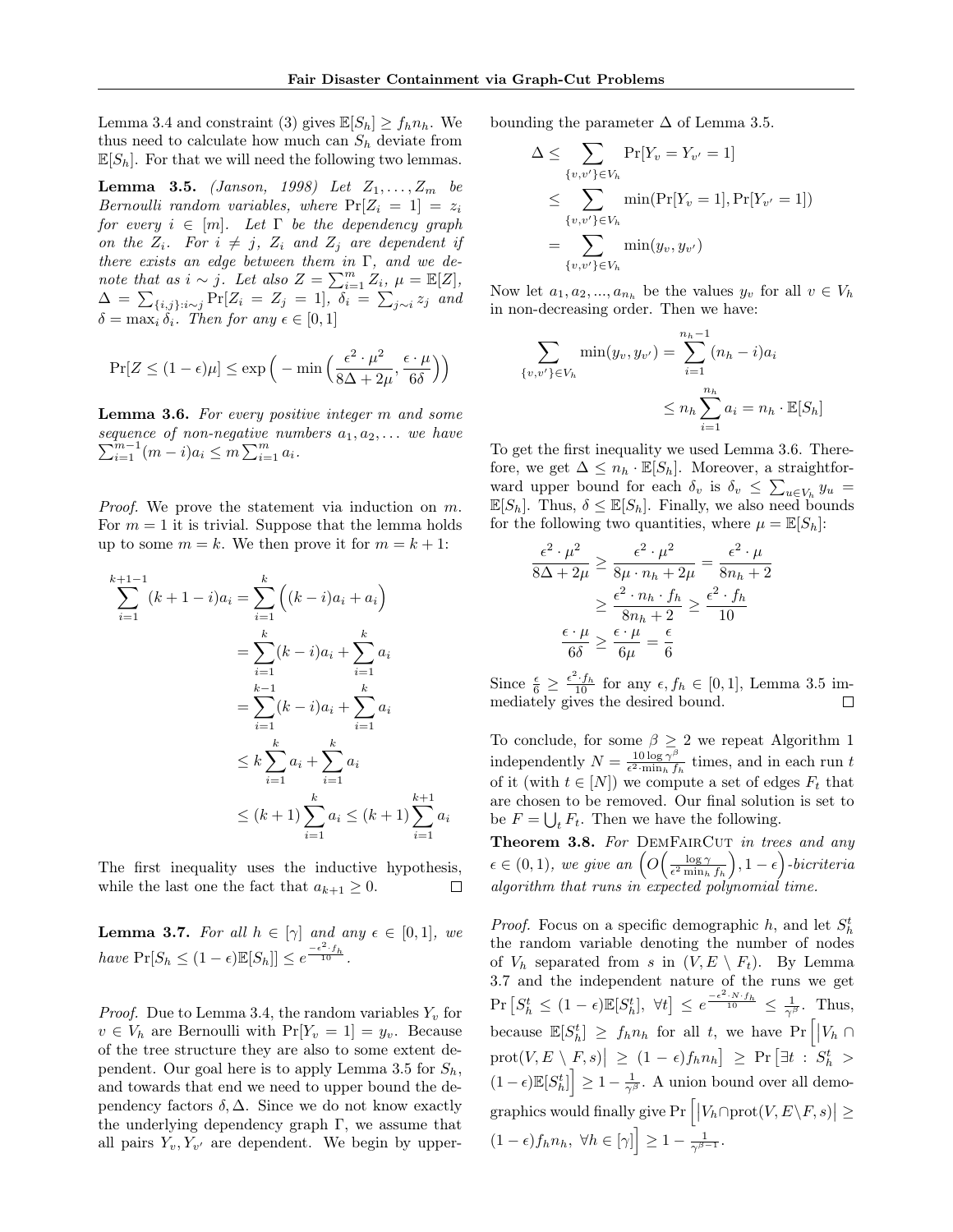Lemma 3.4 and constraint (3) gives $\mathbb{E}[S_h] \geq f_h n_h$. We thus need to calculate how much can $S_h$ deviate from $\mathbb{E}[S_h]$. For that we will need the following two lemmas.

**Lemma 3.5.** *(Janson, 1998) Let $Z_1, \dots, Z_m$ be Bernoulli random variables, where $\Pr[Z_i = 1] = z_i$ for every $i \in [m]$. Let $\Gamma$ be the dependency graph on the $Z_i$. For $i \neq j$, $Z_i$ and $Z_j$ are dependent if there exists an edge between them in $\Gamma$, and we denote that as $i \sim j$. Let also $Z = \sum_{i=1}^m Z_i$, $\mu = \mathbb{E}[Z]$, $\Delta = \sum_{\{i,j\}: i \sim j} \Pr[Z_i = Z_j = 1]$, $\delta_i = \sum_{j \sim i} z_j$ and $\delta = \max_i \delta_i$. Then for any $\epsilon \in [0, 1]$*

$$\Pr[Z \leq (1-\epsilon)\mu] \leq \exp\Big( - \min\Big( \frac{\epsilon^2 \cdot \mu^2}{8\Delta + 2\mu}, \frac{\epsilon \cdot \mu}{6\delta} \Big) \Big)$$

**Lemma 3.6.** *For every positive integer $m$ and some sequence of non-negative numbers $a_1, a_2, \dots$ we have $\sum_{i=1}^{m-1} (m-i) a_i \leq m \sum_{i=1}^m a_i$.*

*Proof.* We prove the statement via induction on $m$. For $m = 1$ it is trivial. Suppose that the lemma holds up to some $m = k$. We then prove it for $m = k+1$:

$$\begin{aligned}
\sum_{i=1}^{k+1-1} (k+1-i) a_i &= \sum_{i=1}^{k} \Big( (k-i) a_i + a_i \Big) \\
&= \sum_{i=1}^{k} (k-i) a_i + \sum_{i=1}^{k} a_i \\
&= \sum_{i=1}^{k-1} (k-i) a_i + \sum_{i=1}^{k} a_i \\
&\leq k \sum_{i=1}^{k} a_i + \sum_{i=1}^{k} a_i \\
&\leq (k+1) \sum_{i=1}^{k} a_i \leq (k+1) \sum_{i=1}^{k+1} a_i
\end{aligned}$$

The first inequality uses the inductive hypothesis, while the last one the fact that $a_{k+1} \geq 0$. $\square$

**Lemma 3.7.** *For all $h \in [\gamma]$ and any $\epsilon \in [0, 1]$, we have $\Pr[S_h \leq (1-\epsilon)\mathbb{E}[S_h]] \leq e^{\frac{-\epsilon^2 \cdot f_h}{10}}$.*

*Proof.* Due to Lemma 3.4, the random variables $Y_v$ for $v \in V_h$ are Bernoulli with $\Pr[Y_v = 1] = y_v$. Because of the tree structure they are also to some extent dependent. Our goal here is to apply Lemma 3.5 for $S_h$, and towards that end we need to upper bound the dependency factors $\delta, \Delta$. Since we do not know exactly the underlying dependency graph $\Gamma$, we assume that all pairs $Y_v, Y_{v'}$ are dependent. We begin by upper-bounding the parameter $\Delta$ of Lemma 3.5.

$$\begin{aligned}
\Delta &\leq \sum_{\{v,v'\} \in V_h} \Pr[Y_v = Y_{v'} = 1] \\
&\leq \sum_{\{v,v'\} \in V_h} \min(\Pr[Y_v = 1], \Pr[Y_{v'} = 1]) \\
&= \sum_{\{v,v'\} \in V_h} \min(y_v, y_{v'})
\end{aligned}$$

Now let $a_1, a_2, ..., a_{n_h}$ be the values $y_v$ for all $v \in V_h$ in non-decreasing order. Then we have:

$$\begin{aligned}
\sum_{\{v,v'\} \in V_h} \min(y_v, y_{v'}) &= \sum_{i=1}^{n_h - 1} (n_h - i) a_i \\
&\leq n_h \sum_{i=1}^{n_h} a_i = n_h \cdot \mathbb{E}[S_h]
\end{aligned}$$

To get the first inequality we used Lemma 3.6. Therefore, we get $\Delta \leq n_h \cdot \mathbb{E}[S_h]$. Moreover, a straightforward upper bound for each $\delta_v$ is $\delta_v \leq \sum_{u \in V_h} y_u = \mathbb{E}[S_h]$. Thus, $\delta \leq \mathbb{E}[S_h]$. Finally, we also need bounds for the following two quantities, where $\mu = \mathbb{E}[S_h]$:

$$\begin{aligned}
\frac{\epsilon^2 \cdot \mu^2}{8\Delta + 2\mu} &\geq \frac{\epsilon^2 \cdot \mu^2}{8\mu \cdot n_h + 2\mu} = \frac{\epsilon^2 \cdot \mu}{8 n_h + 2} \\
&\geq \frac{\epsilon^2 \cdot n_h \cdot f_h}{8 n_h + 2} \geq \frac{\epsilon^2 \cdot f_h}{10} \\
\frac{\epsilon \cdot \mu}{6\delta} &\geq \frac{\epsilon \cdot \mu}{6\mu} = \frac{\epsilon}{6}
\end{aligned}$$

Since $\frac{\epsilon}{6} \geq \frac{\epsilon^2 \cdot f_h}{10}$ for any $\epsilon, f_h \in [0, 1]$, Lemma 3.5 immediately gives the desired bound. $\square$

To conclude, for some $\beta \geq 2$ we repeat Algorithm 1 independently $N = \frac{10 \log \gamma^\beta}{\epsilon^2 \cdot \min_h f_h}$ times, and in each run $t$ of it (with $t \in [N]$) we compute a set of edges $F_t$ that are chosen to be removed. Our final solution is set to be $F = \bigcup_t F_t$. Then we have the following.

**Theorem 3.8.** *For* DemFairCut *in trees and any $\epsilon \in (0, 1)$, we give an $\Big(O\Big(\frac{\log \gamma}{\epsilon^2 \min_h f_h}\Big), 1 - \epsilon\Big)$-bicriteria algorithm that runs in expected polynomial time.*

*Proof.* Focus on a specific demographic $h$, and let $S_h^t$ the random variable denoting the number of nodes of $V_h$ separated from $s$ in $(V, E \setminus F_t)$. By Lemma 3.7 and the independent nature of the runs we get $\Pr\big[S_h^t \leq (1-\epsilon)\mathbb{E}[S_h^t], ~\forall t\big] \leq e^{\frac{-\epsilon^2 \cdot N \cdot f_h}{10}} \leq \frac{1}{\gamma^\beta}$. Thus, because $\mathbb{E}[S_h^t] \geq f_h n_h$ for all $t$, we have $\Pr\Big[\big|V_h \cap \text{prot}(V, E \setminus F, s)\big| \geq (1-\epsilon) f_h n_h\Big] \geq \Pr\big[\exists t : S_h^t > (1-\epsilon)\mathbb{E}[S_h^t]\big] \geq 1 - \frac{1}{\gamma^\beta}$. A union bound over all demographics would finally give $\Pr\Big[\big|V_h \cap \text{prot}(V, E \setminus F, s)\big| \geq (1-\epsilon) f_h n_h, ~\forall h \in [\gamma]\Big] \geq 1 - \frac{1}{\gamma^{\beta-1}}$.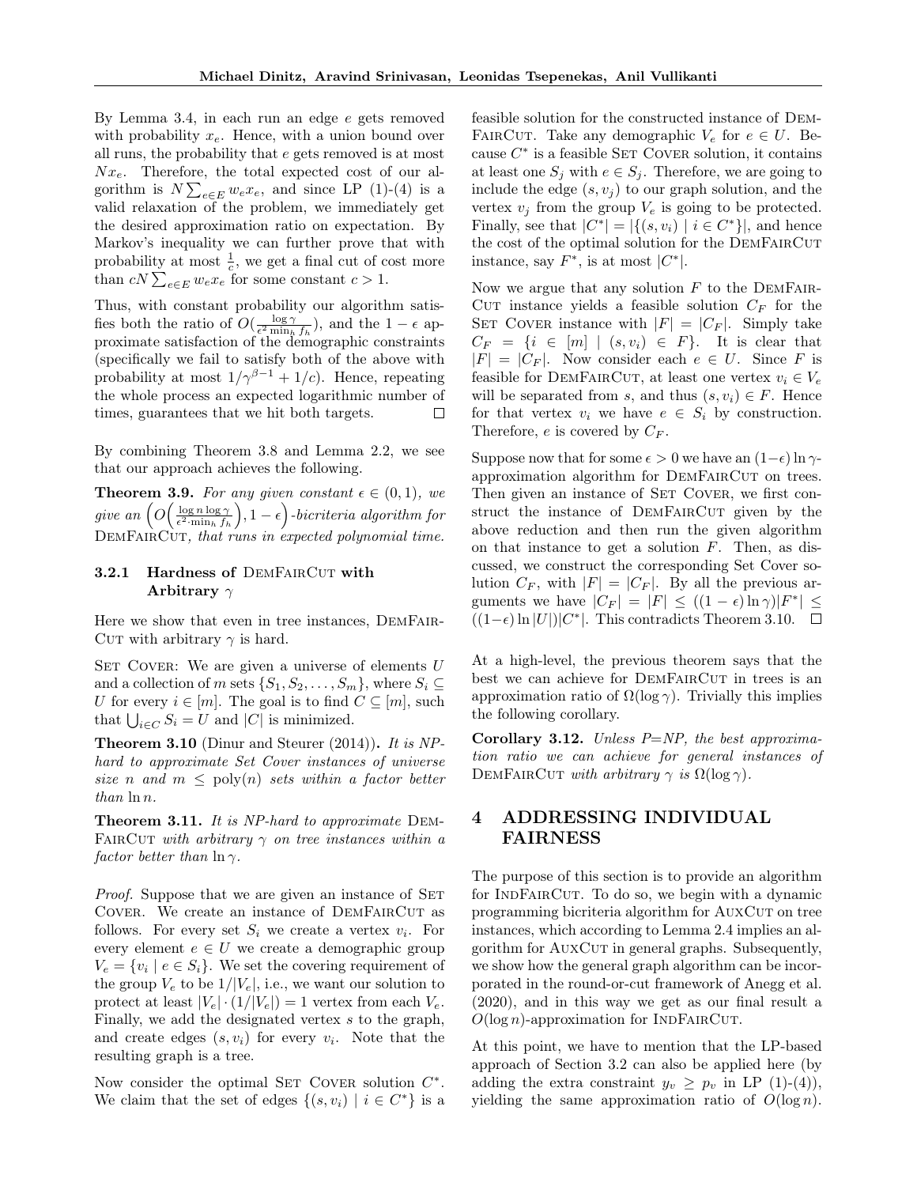By Lemma 3.4, in each run an edge $e$ gets removed with probability $x_e$. Hence, with a union bound over all runs, the probability that $e$ gets removed is at most $Nx_e$. Therefore, the total expected cost of our algorithm is $N\sum_{e\in E} w_e x_e$, and since LP (1)-(4) is a valid relaxation of the problem, we immediately get the desired approximation ratio on expectation. By Markov's inequality we can further prove that with probability at most $\frac{1}{c}$, we get a final cut of cost more than $cN\sum_{e\in E} w_e x_e$ for some constant $c > 1$.

Thus, with constant probability our algorithm satisfies both the ratio of $O(\frac{\log \gamma}{\epsilon^2 \min_h f_h})$, and the $1-\epsilon$ approximate satisfaction of the demographic constraints (specifically we fail to satisfy both of the above with probability at most $1/\gamma^{\beta-1} + 1/c$). Hence, repeating the whole process an expected logarithmic number of times, guarantees that we hit both targets. □

By combining Theorem 3.8 and Lemma 2.2, we see that our approach achieves the following.

**Theorem 3.9.** *For any given constant $\epsilon \in (0,1)$, we give an $\left(O\left(\frac{\log n \log \gamma}{\epsilon^2 \cdot \min_h f_h}\right), 1-\epsilon\right)$-bicriteria algorithm for* DemFairCut*, that runs in expected polynomial time.*

### 3.2.1 Hardness of DemFairCut with Arbitrary $\gamma$

Here we show that even in tree instances, DemFairCut with arbitrary $\gamma$ is hard.

Set Cover: We are given a universe of elements $U$ and a collection of $m$ sets $\{S_1, S_2, \dots, S_m\}$, where $S_i \subseteq U$ for every $i \in [m]$. The goal is to find $C \subseteq [m]$, such that $\bigcup_{i\in C} S_i = U$ and $|C|$ is minimized.

**Theorem 3.10** (Dinur and Steurer (2014))**.** *It is NP-hard to approximate Set Cover instances of universe size $n$ and $m \leq \text{poly}(n)$ sets within a factor better than $\ln n$.*

**Theorem 3.11.** *It is NP-hard to approximate* DemFairCut *with arbitrary $\gamma$ on tree instances within a factor better than $\ln \gamma$.*

*Proof.* Suppose that we are given an instance of Set Cover. We create an instance of DemFairCut as follows. For every set $S_i$ we create a vertex $v_i$. For every element $e \in U$ we create a demographic group $V_e = \{v_i \mid e \in S_i\}$. We set the covering requirement of the group $V_e$ to be $1/|V_e|$, i.e., we want our solution to protect at least $|V_e| \cdot (1/|V_e|) = 1$ vertex from each $V_e$. Finally, we add the designated vertex $s$ to the graph, and create edges $(s, v_i)$ for every $v_i$. Note that the resulting graph is a tree.

Now consider the optimal Set Cover solution $C^*$. We claim that the set of edges $\{(s, v_i) \mid i \in C^*\}$ is a feasible solution for the constructed instance of DemFairCut. Take any demographic $V_e$ for $e \in U$. Because $C^*$ is a feasible Set Cover solution, it contains at least one $S_j$ with $e \in S_j$. Therefore, we are going to include the edge $(s, v_j)$ to our graph solution, and the vertex $v_j$ from the group $V_e$ is going to be protected. Finally, see that $|C^*| = |\{(s, v_i) \mid i \in C^*\}|$, and hence the cost of the optimal solution for the DemFairCut instance, say $F^*$, is at most $|C^*|$.

Now we argue that any solution $F$ to the DemFairCut instance yields a feasible solution $C_F$ for the Set Cover instance with $|F| = |C_F|$. Simply take $C_F = \{i \in [m] \mid (s, v_i) \in F\}$. It is clear that $|F| = |C_F|$. Now consider each $e \in U$. Since $F$ is feasible for DemFairCut, at least one vertex $v_i \in V_e$ will be separated from $s$, and thus $(s, v_i) \in F$. Hence for that vertex $v_i$ we have $e \in S_i$ by construction. Therefore, $e$ is covered by $C_F$.

Suppose now that for some $\epsilon > 0$ we have an $(1-\epsilon)\ln\gamma$-approximation algorithm for DemFairCut on trees. Then given an instance of Set Cover, we first construct the instance of DemFairCut given by the above reduction and then run the given algorithm on that instance to get a solution $F$. Then, as discussed, we construct the corresponding Set Cover solution $C_F$, with $|F| = |C_F|$. By all the previous arguments we have $|C_F| = |F| \leq ((1-\epsilon)\ln\gamma)|F^*| \leq ((1-\epsilon)\ln|U|)|C^*|$. This contradicts Theorem 3.10. □

At a high-level, the previous theorem says that the best we can achieve for DemFairCut in trees is an approximation ratio of $\Omega(\log \gamma)$. Trivially this implies the following corollary.

**Corollary 3.12.** *Unless P=NP, the best approximation ratio we can achieve for general instances of* DemFairCut *with arbitrary $\gamma$ is $\Omega(\log \gamma)$.*

# 4 ADDRESSING INDIVIDUAL FAIRNESS

The purpose of this section is to provide an algorithm for IndFairCut. To do so, we begin with a dynamic programming bicriteria algorithm for AuxCut on tree instances, which according to Lemma 2.4 implies an algorithm for AuxCut in general graphs. Subsequently, we show how the general graph algorithm can be incorporated in the round-or-cut framework of Anegg et al. (2020), and in this way we get as our final result a $O(\log n)$-approximation for IndFairCut.

At this point, we have to mention that the LP-based approach of Section 3.2 can also be applied here (by adding the extra constraint $y_v \geq p_v$ in LP (1)-(4)), yielding the same approximation ratio of $O(\log n)$.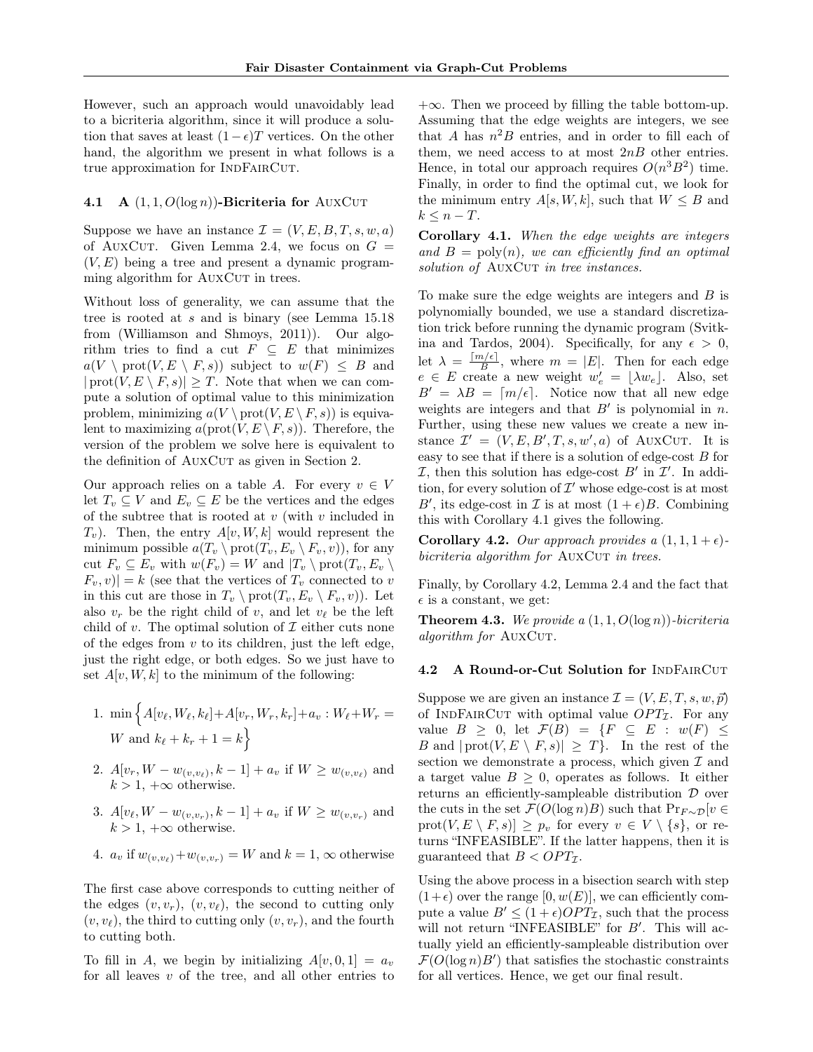However, such an approach would unavoidably lead to a bicriteria algorithm, since it will produce a solution that saves at least $(1-\epsilon)T$ vertices. On the other hand, the algorithm we present in what follows is a true approximation for IndFairCut.

### 4.1 A $(1, 1, O(\log n))$-Bicriteria for AuxCut

Suppose we have an instance $\mathcal{I} = (V, E, B, T, s, w, a)$ of AuxCut. Given Lemma 2.4, we focus on $G = (V, E)$ being a tree and present a dynamic programming algorithm for AuxCut in trees.

Without loss of generality, we can assume that the tree is rooted at $s$ and is binary (see Lemma 15.18 from (Williamson and Shmoys, 2011)). Our algorithm tries to find a cut $F \subseteq E$ that minimizes $a(V \setminus \text{prot}(V, E \setminus F, s))$ subject to $w(F) \leq B$ and $|\text{prot}(V, E \setminus F, s)| \geq T$. Note that when we can compute a solution of optimal value to this minimization problem, minimizing $a(V \setminus \text{prot}(V, E \setminus F, s))$ is equivalent to maximizing $a(\text{prot}(V, E \setminus F, s))$. Therefore, the version of the problem we solve here is equivalent to the definition of AuxCut as given in Section 2.

Our approach relies on a table $A$. For every $v \in V$ let $T_v \subseteq V$ and $E_v \subseteq E$ be the vertices and the edges of the subtree that is rooted at $v$ (with $v$ included in $T_v$). Then, the entry $A[v, W, k]$ would represent the minimum possible $a(T_v \setminus \text{prot}(T_v, E_v \setminus F_v, v))$, for any cut $F_v \subseteq E_v$ with $w(F_v) = W$ and $|T_v \setminus \text{prot}(T_v, E_v \setminus F_v, v)| = k$ (see that the vertices of $T_v$ connected to $v$ in this cut are those in $T_v \setminus \text{prot}(T_v, E_v \setminus F_v, v)$). Let also $v_r$ be the right child of $v$, and let $v_\ell$ be the left child of $v$. The optimal solution of $\mathcal{I}$ either cuts none of the edges from $v$ to its children, just the left edge, just the right edge, or both edges. So we just have to set $A[v, W, k]$ to the minimum of the following:

1. $\min\Big\{A[v_\ell, W_\ell, k_\ell] + A[v_r, W_r, k_r] + a_v : W_\ell + W_r = W \text{ and } k_\ell + k_r + 1 = k\Big\}$
2. $A[v_r, W - w_{(v,v_\ell)}, k-1] + a_v$ if $W \geq w_{(v,v_\ell)}$ and $k > 1$, $+\infty$ otherwise.
3. $A[v_\ell, W - w_{(v,v_r)}, k-1] + a_v$ if $W \geq w_{(v,v_r)}$ and $k > 1$, $+\infty$ otherwise.
4. $a_v$ if $w_{(v,v_\ell)} + w_{(v,v_r)} = W$ and $k = 1$, $\infty$ otherwise

The first case above corresponds to cutting neither of the edges $(v, v_r)$, $(v, v_\ell)$, the second to cutting only $(v, v_\ell)$, the third to cutting only $(v, v_r)$, and the fourth to cutting both.

To fill in $A$, we begin by initializing $A[v, 0, 1] = a_v$ for all leaves $v$ of the tree, and all other entries to $+\infty$. Then we proceed by filling the table bottom-up. Assuming that the edge weights are integers, we see that $A$ has $n^2 B$ entries, and in order to fill each of them, we need access to at most $2nB$ other entries. Hence, in total our approach requires $O(n^3 B^2)$ time. Finally, in order to find the optimal cut, we look for the minimum entry $A[s, W, k]$, such that $W \leq B$ and $k \leq n - T$.

**Corollary 4.1.** *When the edge weights are integers and $B = \text{poly}(n)$, we can efficiently find an optimal solution of AuxCut in tree instances.*

To make sure the edge weights are integers and $B$ is polynomially bounded, we use a standard discretization trick before running the dynamic program (Svitkina and Tardos, 2004). Specifically, for any $\epsilon > 0$, let $\lambda = \frac{\lceil m/\epsilon \rceil}{B}$, where $m = |E|$. Then for each edge $e \in E$ create a new weight $w'_e = \lfloor \lambda w_e \rfloor$. Also, set $B' = \lambda B = \lceil m/\epsilon \rceil$. Notice now that all new edge weights are integers and that $B'$ is polynomial in $n$. Further, using these new values we create a new instance $\mathcal{I}' = (V, E, B', T, s, w', a)$ of AuxCut. It is easy to see that if there is a solution of edge-cost $B$ for $\mathcal{I}$, then this solution has edge-cost $B'$ in $\mathcal{I}'$. In addition, for every solution of $\mathcal{I}'$ whose edge-cost is at most $B'$, its edge-cost in $\mathcal{I}$ is at most $(1+\epsilon)B$. Combining this with Corollary 4.1 gives the following.

**Corollary 4.2.** *Our approach provides a $(1, 1, 1+\epsilon)$-bicriteria algorithm for AuxCut in trees.*

Finally, by Corollary 4.2, Lemma 2.4 and the fact that $\epsilon$ is a constant, we get:

**Theorem 4.3.** *We provide a $(1, 1, O(\log n))$-bicriteria algorithm for AuxCut.*

### 4.2 A Round-or-Cut Solution for IndFairCut

Suppose we are given an instance $\mathcal{I} = (V, E, T, s, w, \vec{p})$ of IndFairCut with optimal value $OPT_{\mathcal{I}}$. For any value $B \geq 0$, let $\mathcal{F}(B) = \{F \subseteq E : w(F) \leq B \text{ and } |\text{prot}(V, E \setminus F, s)| \geq T\}$. In the rest of the section we demonstrate a process, which given $\mathcal{I}$ and a target value $B \geq 0$, operates as follows. It either returns an efficiently-sampleable distribution $\mathcal{D}$ over the cuts in the set $\mathcal{F}(O(\log n)B)$ such that $\Pr_{F \sim \mathcal{D}}[v \in \text{prot}(V, E \setminus F, s)] \geq p_v$ for every $v \in V \setminus \{s\}$, or returns "INFEASIBLE". If the latter happens, then it is guaranteed that $B < OPT_{\mathcal{I}}$.

Using the above process in a bisection search with step $(1+\epsilon)$ over the range $[0, w(E)]$, we can efficiently compute a value $B' \leq (1+\epsilon)OPT_{\mathcal{I}}$, such that the process will not return "INFEASIBLE" for $B'$. This will actually yield an efficiently-sampleable distribution over $\mathcal{F}(O(\log n)B')$ that satisfies the stochastic constraints for all vertices. Hence, we get our final result.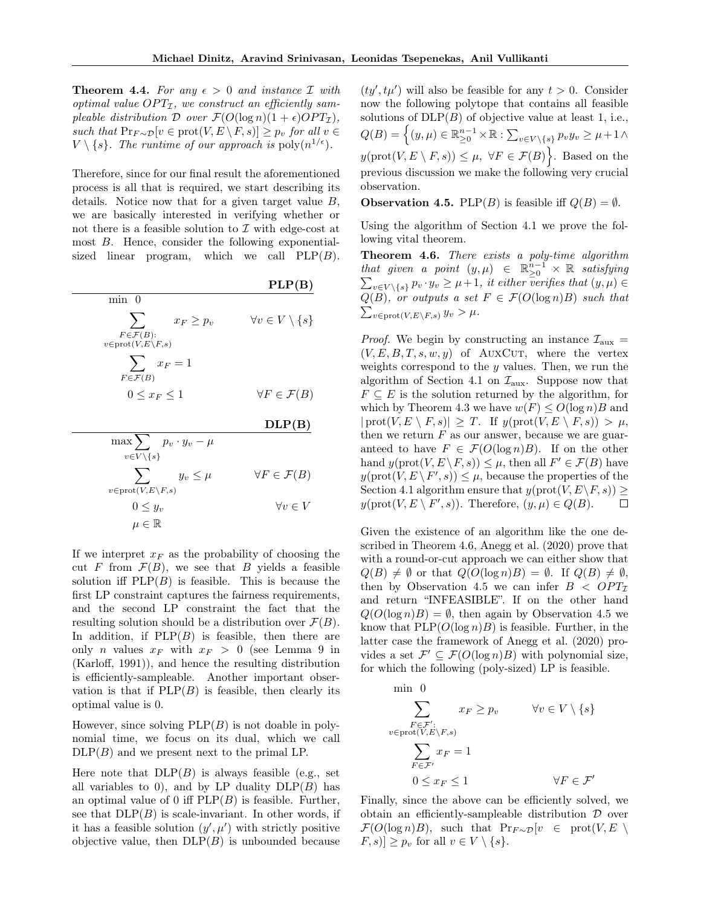**Theorem 4.4.** *For any $\epsilon > 0$ and instance $\mathcal{I}$ with optimal value $OPT_{\mathcal{I}}$, we construct an efficiently sampleable distribution $\mathcal{D}$ over $\mathcal{F}(O(\log n)(1+\epsilon)OPT_{\mathcal{I}})$, such that $\Pr_{F\sim\mathcal{D}}[v \in \text{prot}(V, E\setminus F, s)] \geq p_v$ for all $v \in V \setminus \{s\}$. The runtime of our approach is $\text{poly}(n^{1/\epsilon})$.*

Therefore, since for our final result the aforementioned process is all that is required, we start describing its details. Notice now that for a given target value $B$, we are basically interested in verifying whether or not there is a feasible solution to $\mathcal{I}$ with edge-cost at most $B$. Hence, consider the following exponential-sized linear program, which we call PLP($B$).

**PLP(B)**

$$
\begin{aligned}
&\min \ 0 \\
&\sum_{\substack{F\in\mathcal{F}(B):\\ v\in\text{prot}(V,E\setminus F,s)}} x_F \geq p_v \qquad \forall v \in V\setminus\{s\} \\
&\sum_{F\in\mathcal{F}(B)} x_F = 1 \\
&0 \leq x_F \leq 1 \qquad \forall F \in \mathcal{F}(B)
\end{aligned}
$$

**DLP(B)**

$$
\begin{aligned}
&\max \sum_{v\in V\setminus\{s\}} p_v\cdot y_v - \mu \\
&\sum_{v\in\text{prot}(V,E\setminus F,s)} y_v \leq \mu \qquad \forall F\in\mathcal{F}(B) \\
&0 \leq y_v \qquad \forall v \in V \\
&\mu \in \mathbb{R}
\end{aligned}
$$

If we interpret $x_F$ as the probability of choosing the cut $F$ from $\mathcal{F}(B)$, we see that $B$ yields a feasible solution iff PLP($B$) is feasible. This is because the first LP constraint captures the fairness requirements, and the second LP constraint the fact that the resulting solution should be a distribution over $\mathcal{F}(B)$. In addition, if PLP($B$) is feasible, then there are only $n$ values $x_F$ with $x_F > 0$ (see Lemma 9 in (Karloff, 1991)), and hence the resulting distribution is efficiently-sampleable. Another important observation is that if PLP($B$) is feasible, then clearly its optimal value is 0.

However, since solving PLP($B$) is not doable in polynomial time, we focus on its dual, which we call DLP($B$) and we present next to the primal LP.

Here note that DLP($B$) is always feasible (e.g., set all variables to 0), and by LP duality DLP($B$) has an optimal value of 0 iff PLP($B$) is feasible. Further, see that DLP($B$) is scale-invariant. In other words, if it has a feasible solution $(y', \mu')$ with strictly positive objective value, then DLP($B$) is unbounded because $(ty', t\mu')$ will also be feasible for any $t > 0$. Consider now the following polytope that contains all feasible solutions of DLP($B$) of objective value at least 1, i.e., $Q(B) = \Big\{(y,\mu) \in \mathbb{R}^{n-1}_{\geq 0}\times\mathbb{R} : \sum_{v\in V\setminus\{s\}} p_v y_v \geq \mu + 1 \wedge y(\text{prot}(V, E\setminus F, s)) \leq \mu, \ \forall F \in \mathcal{F}(B)\Big\}$. Based on the previous discussion we make the following very crucial observation.

**Observation 4.5.** PLP($B$) is feasible iff $Q(B) = \emptyset$.

Using the algorithm of Section 4.1 we prove the following vital theorem.

**Theorem 4.6.** *There exists a poly-time algorithm that given a point $(y,\mu) \in \mathbb{R}^{n-1}_{\geq 0}\times\mathbb{R}$ satisfying $\sum_{v\in V\setminus\{s\}} p_v \cdot y_v \geq \mu + 1$, it either verifies that $(y,\mu) \in Q(B)$, or outputs a set $F \in \mathcal{F}(O(\log n)B)$ such that $\sum_{v\in\text{prot}(V,E\setminus F,s)} y_v > \mu$.*

*Proof.* We begin by constructing an instance $\mathcal{I}_{\text{aux}} = (V, E, B, T, s, w, y)$ of AuxCut, where the vertex weights correspond to the $y$ values. Then, we run the algorithm of Section 4.1 on $\mathcal{I}_{\text{aux}}$. Suppose now that $F \subseteq E$ is the solution returned by the algorithm, for which by Theorem 4.3 we have $w(F) \leq O(\log n)B$ and $|\text{prot}(V, E\setminus F, s)| \geq T$. If $y(\text{prot}(V, E\setminus F, s)) > \mu$, then we return $F$ as our answer, because we are guaranteed to have $F \in \mathcal{F}(O(\log n)B)$. If on the other hand $y(\text{prot}(V, E\setminus F, s)) \leq \mu$, then all $F' \in \mathcal{F}(B)$ have $y(\text{prot}(V, E\setminus F', s)) \leq \mu$, because the properties of the Section 4.1 algorithm ensure that $y(\text{prot}(V, E\setminus F, s)) \geq y(\text{prot}(V, E\setminus F', s))$. Therefore, $(y,\mu) \in Q(B)$. □

Given the existence of an algorithm like the one described in Theorem 4.6, Anegg et al. (2020) prove that with a round-or-cut approach we can either show that $Q(B) \neq \emptyset$ or that $Q(O(\log n)B) = \emptyset$. If $Q(B) \neq \emptyset$, then by Observation 4.5 we can infer $B < OPT_{\mathcal{I}}$ and return "INFEASIBLE". If on the other hand $Q(O(\log n)B) = \emptyset$, then again by Observation 4.5 we know that PLP($O(\log n)B$) is feasible. Further, in the latter case the framework of Anegg et al. (2020) provides a set $\mathcal{F}' \subseteq \mathcal{F}(O(\log n)B)$ with polynomial size, for which the following (poly-sized) LP is feasible.

$$
\begin{aligned}
&\min \ 0 \\
&\sum_{\substack{F\in\mathcal{F}':\\ v\in\text{prot}(V,E\setminus F,s)}} x_F \geq p_v \qquad \forall v \in V\setminus\{s\} \\
&\sum_{F\in\mathcal{F}'} x_F = 1 \\
&0 \leq x_F \leq 1 \qquad \forall F \in \mathcal{F}'
\end{aligned}
$$

Finally, since the above can be efficiently solved, we obtain an efficiently-sampleable distribution $\mathcal{D}$ over $\mathcal{F}(O(\log n)B)$, such that $\Pr_{F\sim\mathcal{D}}[v \in \text{prot}(V, E\setminus F, s)] \geq p_v$ for all $v \in V\setminus\{s\}$.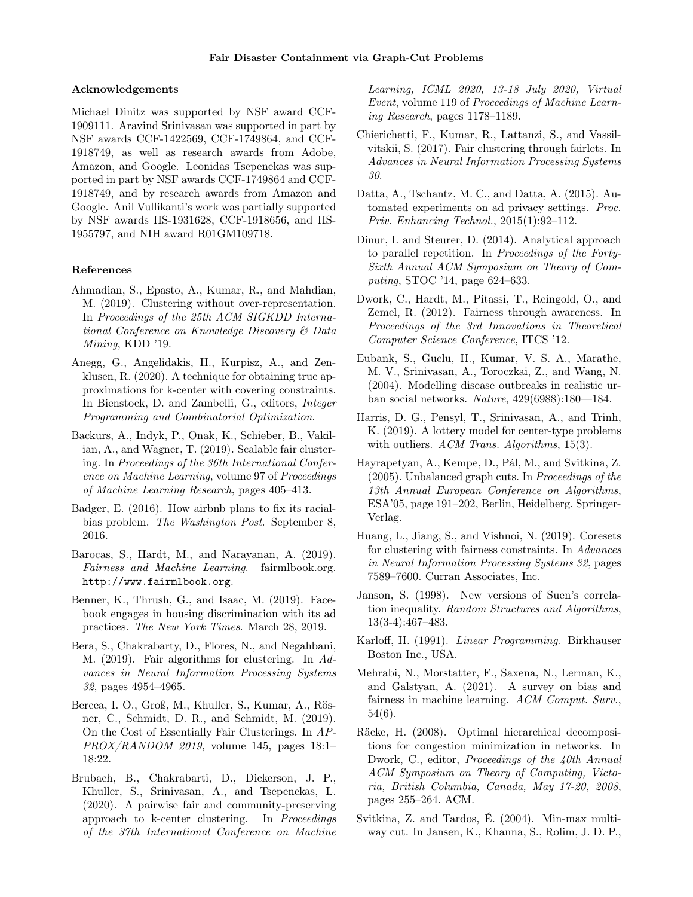### Acknowledgements

Michael Dinitz was supported by NSF award CCF-1909111. Aravind Srinivasan was supported in part by NSF awards CCF-1422569, CCF-1749864, and CCF-1918749, as well as research awards from Adobe, Amazon, and Google. Leonidas Tsepenekas was supported in part by NSF awards CCF-1749864 and CCF-1918749, and by research awards from Amazon and Google. Anil Vullikanti's work was partially supported by NSF awards IIS-1931628, CCF-1918656, and IIS-1955797, and NIH award R01GM109718.

### References

Ahmadian, S., Epasto, A., Kumar, R., and Mahdian, M. (2019). Clustering without over-representation. In *Proceedings of the 25th ACM SIGKDD International Conference on Knowledge Discovery & Data Mining*, KDD '19.

Anegg, G., Angelidakis, H., Kurpisz, A., and Zenklusen, R. (2020). A technique for obtaining true approximations for k-center with covering constraints. In Bienstock, D. and Zambelli, G., editors, *Integer Programming and Combinatorial Optimization*.

Backurs, A., Indyk, P., Onak, K., Schieber, B., Vakilian, A., and Wagner, T. (2019). Scalable fair clustering. In *Proceedings of the 36th International Conference on Machine Learning*, volume 97 of *Proceedings of Machine Learning Research*, pages 405–413.

Badger, E. (2016). How airbnb plans to fix its racial-bias problem. *The Washington Post*. September 8, 2016.

Barocas, S., Hardt, M., and Narayanan, A. (2019). *Fairness and Machine Learning*. fairmlbook.org. `http://www.fairmlbook.org`.

Benner, K., Thrush, G., and Isaac, M. (2019). Facebook engages in housing discrimination with its ad practices. *The New York Times*. March 28, 2019.

Bera, S., Chakrabarty, D., Flores, N., and Negahbani, M. (2019). Fair algorithms for clustering. In *Advances in Neural Information Processing Systems 32*, pages 4954–4965.

Bercea, I. O., Groß, M., Khuller, S., Kumar, A., Rösner, C., Schmidt, D. R., and Schmidt, M. (2019). On the Cost of Essentially Fair Clusterings. In *APPROX/RANDOM 2019*, volume 145, pages 18:1–18:22.

Brubach, B., Chakrabarti, D., Dickerson, J. P., Khuller, S., Srinivasan, A., and Tsepenekas, L. (2020). A pairwise fair and community-preserving approach to k-center clustering. In *Proceedings of the 37th International Conference on Machine Learning, ICML 2020, 13-18 July 2020, Virtual Event*, volume 119 of *Proceedings of Machine Learning Research*, pages 1178–1189.

Chierichetti, F., Kumar, R., Lattanzi, S., and Vassilvitskii, S. (2017). Fair clustering through fairlets. In *Advances in Neural Information Processing Systems 30*.

Datta, A., Tschantz, M. C., and Datta, A. (2015). Automated experiments on ad privacy settings. *Proc. Priv. Enhancing Technol.*, 2015(1):92–112.

Dinur, I. and Steurer, D. (2014). Analytical approach to parallel repetition. In *Proceedings of the Forty-Sixth Annual ACM Symposium on Theory of Computing*, STOC '14, page 624–633.

Dwork, C., Hardt, M., Pitassi, T., Reingold, O., and Zemel, R. (2012). Fairness through awareness. In *Proceedings of the 3rd Innovations in Theoretical Computer Science Conference*, ITCS '12.

Eubank, S., Guclu, H., Kumar, V. S. A., Marathe, M. V., Srinivasan, A., Toroczkai, Z., and Wang, N. (2004). Modelling disease outbreaks in realistic urban social networks. *Nature*, 429(6988):180—184.

Harris, D. G., Pensyl, T., Srinivasan, A., and Trinh, K. (2019). A lottery model for center-type problems with outliers. *ACM Trans. Algorithms*, 15(3).

Hayrapetyan, A., Kempe, D., Pál, M., and Svitkina, Z. (2005). Unbalanced graph cuts. In *Proceedings of the 13th Annual European Conference on Algorithms*, ESA'05, page 191–202, Berlin, Heidelberg. Springer-Verlag.

Huang, L., Jiang, S., and Vishnoi, N. (2019). Coresets for clustering with fairness constraints. In *Advances in Neural Information Processing Systems 32*, pages 7589–7600. Curran Associates, Inc.

Janson, S. (1998). New versions of Suen's correlation inequality. *Random Structures and Algorithms*, 13(3-4):467–483.

Karloff, H. (1991). *Linear Programming*. Birkhauser Boston Inc., USA.

Mehrabi, N., Morstatter, F., Saxena, N., Lerman, K., and Galstyan, A. (2021). A survey on bias and fairness in machine learning. *ACM Comput. Surv.*, 54(6).

Räcke, H. (2008). Optimal hierarchical decompositions for congestion minimization in networks. In Dwork, C., editor, *Proceedings of the 40th Annual ACM Symposium on Theory of Computing, Victoria, British Columbia, Canada, May 17-20, 2008*, pages 255–264. ACM.

Svitkina, Z. and Tardos, É. (2004). Min-max multiway cut. In Jansen, K., Khanna, S., Rolim, J. D. P.,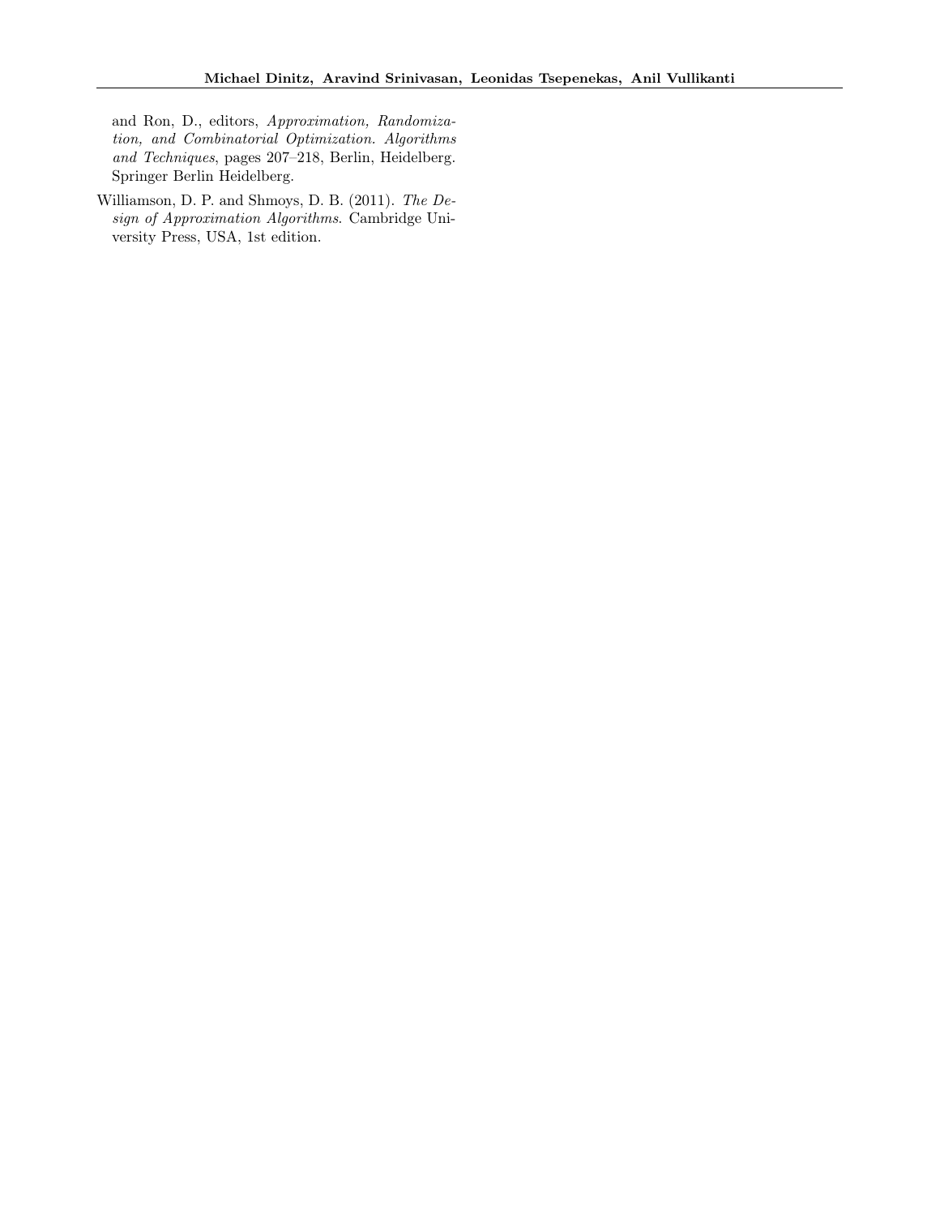and Ron, D., editors, *Approximation, Randomization, and Combinatorial Optimization. Algorithms and Techniques*, pages 207–218, Berlin, Heidelberg. Springer Berlin Heidelberg.

Williamson, D. P. and Shmoys, D. B. (2011). *The Design of Approximation Algorithms*. Cambridge University Press, USA, 1st edition.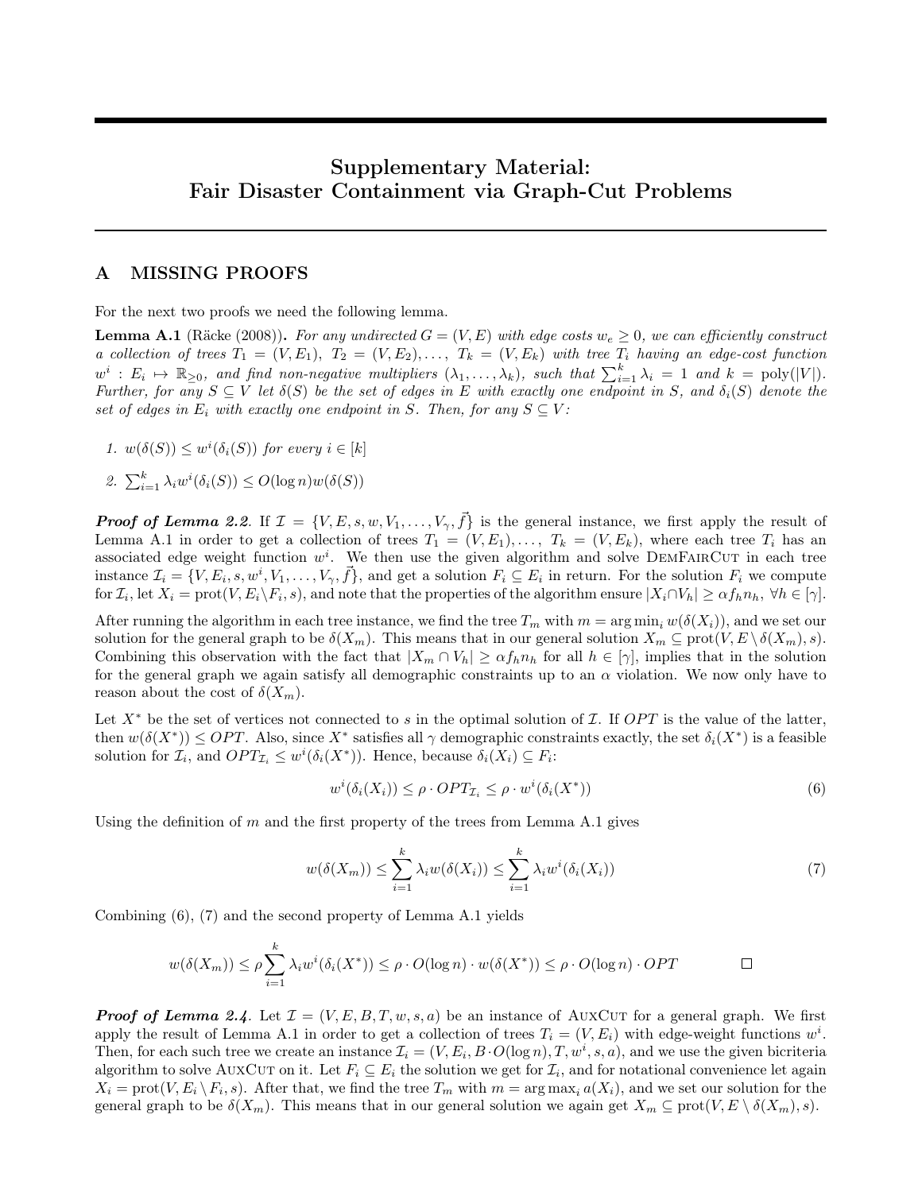# Supplementary Material: Fair Disaster Containment via Graph-Cut Problems

## A MISSING PROOFS

For the next two proofs we need the following lemma.

**Lemma A.1** (Räcke (2008)). *For any undirected $G = (V, E)$ with edge costs $w_e \geq 0$, we can efficiently construct a collection of trees $T_1 = (V, E_1)$, $T_2 = (V, E_2), \dots, T_k = (V, E_k)$ with tree $T_i$ having an edge-cost function $w^i : E_i \mapsto \mathbb{R}_{\geq 0}$, and find non-negative multipliers $(\lambda_1, \dots, \lambda_k)$, such that $\sum_{i=1}^{k} \lambda_i = 1$ and $k = \text{poly}(|V|)$. Further, for any $S \subseteq V$ let $\delta(S)$ be the set of edges in $E$ with exactly one endpoint in $S$, and $\delta_i(S)$ denote the set of edges in $E_i$ with exactly one endpoint in $S$. Then, for any $S \subseteq V$:*

1. *$w(\delta(S)) \leq w^i(\delta_i(S))$ for every $i \in [k]$*
2. *$\sum_{i=1}^{k} \lambda_i w^i(\delta_i(S)) \leq O(\log n) w(\delta(S))$*

***Proof of Lemma 2.2.*** If $\mathcal{I} = \{V, E, s, w, V_1, \dots, V_\gamma, \vec{f}\}$ is the general instance, we first apply the result of Lemma A.1 in order to get a collection of trees $T_1 = (V, E_1), \dots, T_k = (V, E_k)$, where each tree $T_i$ has an associated edge weight function $w^i$. We then use the given algorithm and solve DemFairCut in each tree instance $\mathcal{I}_i = \{V, E_i, s, w^i, V_1, \dots, V_\gamma, \vec{f}\}$, and get a solution $F_i \subseteq E_i$ in return. For the solution $F_i$ we compute for $\mathcal{I}_i$, let $X_i = \text{prot}(V, E_i \backslash F_i, s)$, and note that the properties of the algorithm ensure $|X_i \cap V_h| \geq \alpha f_h n_h$, $\forall h \in [\gamma]$.

After running the algorithm in each tree instance, we find the tree $T_m$ with $m = \arg\min_i w(\delta(X_i))$, and we set our solution for the general graph to be $\delta(X_m)$. This means that in our general solution $X_m \subseteq \text{prot}(V, E \setminus \delta(X_m), s)$. Combining this observation with the fact that $|X_m \cap V_h| \geq \alpha f_h n_h$ for all $h \in [\gamma]$, implies that in the solution for the general graph we again satisfy all demographic constraints up to an $\alpha$ violation. We now only have to reason about the cost of $\delta(X_m)$.

Let $X^*$ be the set of vertices not connected to $s$ in the optimal solution of $\mathcal{I}$. If $OPT$ is the value of the latter, then $w(\delta(X^*)) \leq OPT$. Also, since $X^*$ satisfies all $\gamma$ demographic constraints exactly, the set $\delta_i(X^*)$ is a feasible solution for $\mathcal{I}_i$, and $OPT_{\mathcal{I}_i} \leq w^i(\delta_i(X^*))$. Hence, because $\delta_i(X_i) \subseteq F_i$:

$$w^i(\delta_i(X_i)) \leq \rho \cdot OPT_{\mathcal{I}_i} \leq \rho \cdot w^i(\delta_i(X^*)) \tag{6}$$

Using the definition of $m$ and the first property of the trees from Lemma A.1 gives

$$w(\delta(X_m)) \leq \sum_{i=1}^{k} \lambda_i w(\delta(X_i)) \leq \sum_{i=1}^{k} \lambda_i w^i(\delta_i(X_i)) \tag{7}$$

Combining (6), (7) and the second property of Lemma A.1 yields

$$w(\delta(X_m)) \leq \rho \sum_{i=1}^{k} \lambda_i w^i(\delta_i(X^*)) \leq \rho \cdot O(\log n) \cdot w(\delta(X^*)) \leq \rho \cdot O(\log n) \cdot OPT$$

□

***Proof of Lemma 2.4.*** Let $\mathcal{I} = (V, E, B, T, w, s, a)$ be an instance of AuxCut for a general graph. We first apply the result of Lemma A.1 in order to get a collection of trees $T_i = (V, E_i)$ with edge-weight functions $w^i$. Then, for each such tree we create an instance $\mathcal{I}_i = (V, E_i, B \cdot O(\log n), T, w^i, s, a)$, and we use the given bicriteria algorithm to solve AuxCut on it. Let $F_i \subseteq E_i$ the solution we get for $\mathcal{I}_i$, and for notational convenience let again $X_i = \text{prot}(V, E_i \setminus F_i, s)$. After that, we find the tree $T_m$ with $m = \arg\max_i a(X_i)$, and we set our solution for the general graph to be $\delta(X_m)$. This means that in our general solution we again get $X_m \subseteq \text{prot}(V, E \setminus \delta(X_m), s)$.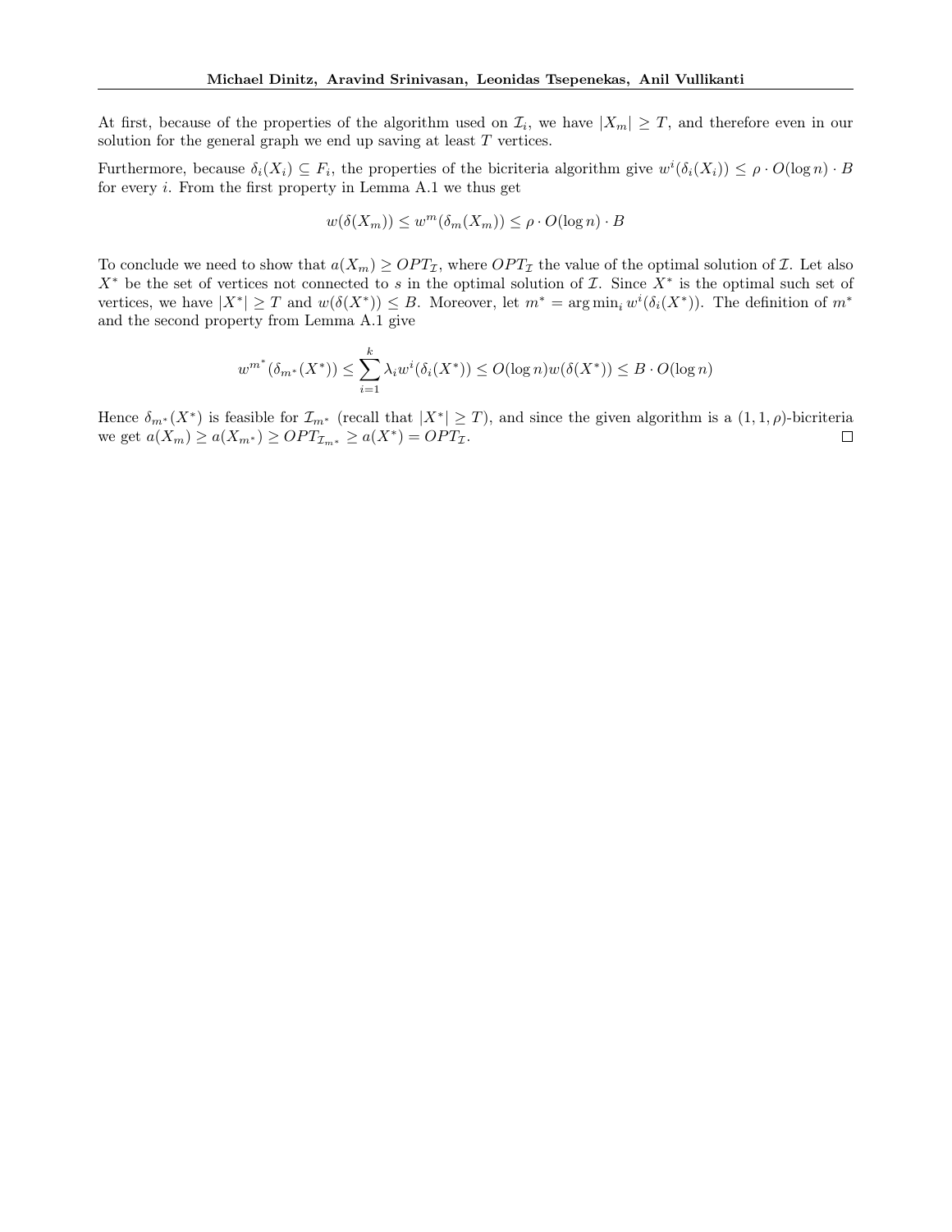At first, because of the properties of the algorithm used on $\mathcal{I}_i$, we have $|X_m| \geq T$, and therefore even in our solution for the general graph we end up saving at least $T$ vertices.

Furthermore, because $\delta_i(X_i) \subseteq F_i$, the properties of the bicriteria algorithm give $w^i(\delta_i(X_i)) \leq \rho \cdot O(\log n) \cdot B$ for every $i$. From the first property in Lemma A.1 we thus get

$$w(\delta(X_m)) \leq w^m(\delta_m(X_m)) \leq \rho \cdot O(\log n) \cdot B$$

To conclude we need to show that $a(X_m) \geq OPT_{\mathcal{I}}$, where $OPT_{\mathcal{I}}$ the value of the optimal solution of $\mathcal{I}$. Let also $X^*$ be the set of vertices not connected to $s$ in the optimal solution of $\mathcal{I}$. Since $X^*$ is the optimal such set of vertices, we have $|X^*| \geq T$ and $w(\delta(X^*)) \leq B$. Moreover, let $m^* = \arg\min_i w^i(\delta_i(X^*))$. The definition of $m^*$ and the second property from Lemma A.1 give

$$w^{m^*}(\delta_{m^*}(X^*)) \leq \sum_{i=1}^{k} \lambda_i w^i(\delta_i(X^*)) \leq O(\log n) w(\delta(X^*)) \leq B \cdot O(\log n)$$

Hence $\delta_{m^*}(X^*)$ is feasible for $\mathcal{I}_{m^*}$ (recall that $|X^*| \geq T$), and since the given algorithm is a $(1, 1, \rho)$-bicriteria we get $a(X_m) \geq a(X_{m^*}) \geq OPT_{\mathcal{I}_{m^*}} \geq a(X^*) = OPT_{\mathcal{I}}$. ◻